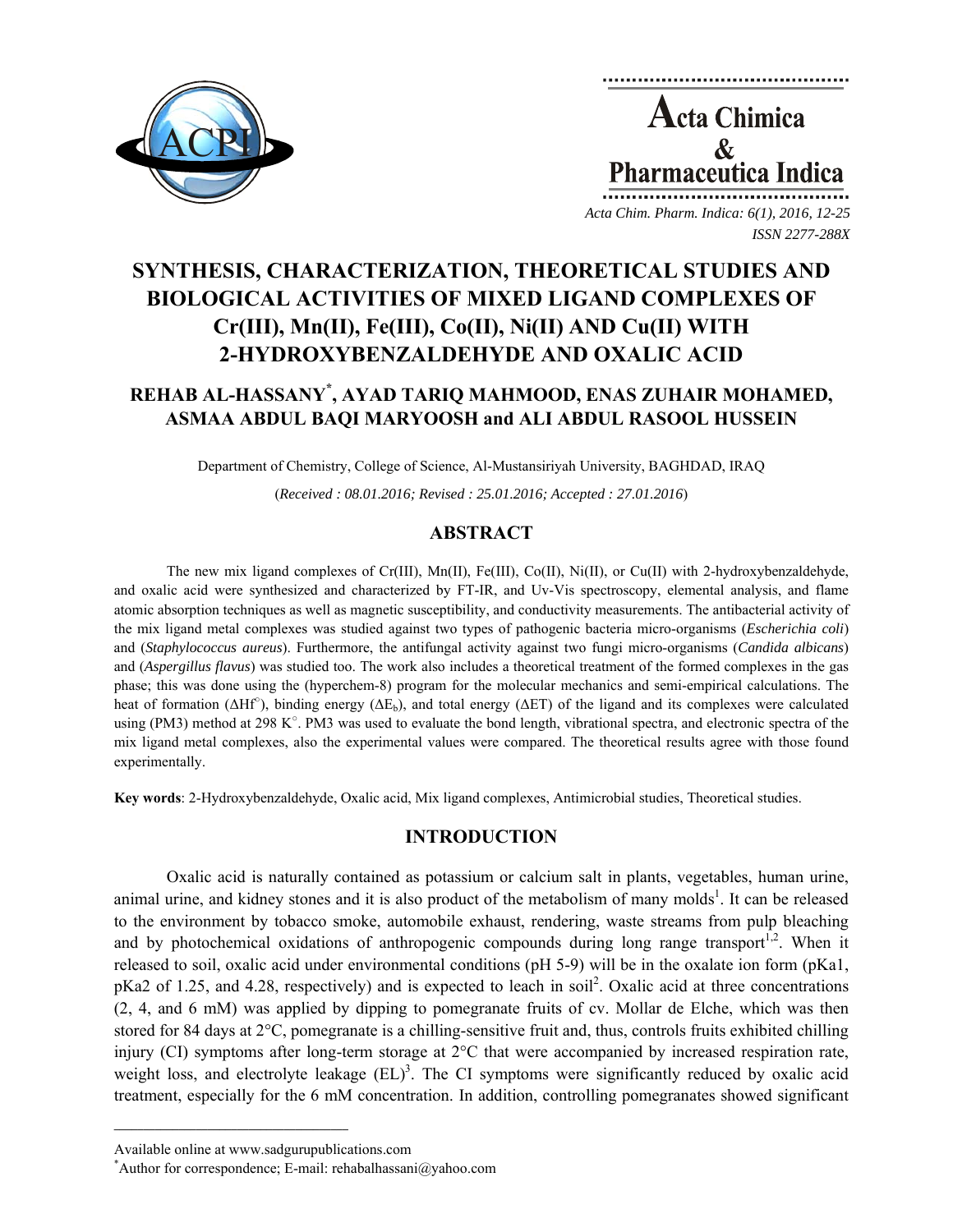# SYNTHESIS, CHARACTERIZATION, THEORETICAL STUDIES AND BIOLOGICAL ACTIVITIES OF MIXED LIGAND COMPLEXES OF Cr(III), Mn(II), Fe(III), Co(II), Ni(II) AND Cu(II) WITH 2-HYDROXYBENZALDEHYDE AND OXALIC ACID

**REHAB AL-HASSANY*, AYAD TARIQ MAHMOOD, ENAS ZUHAIR MOHAMED, ASMAA ABDUL BAQI MARYOOSH and ALI ABDUL RASOOL HUSSEIN**

Department of Chemistry, College of Science, Al-Mustansiriyah University, BAGHDAD, IRAQ

(*Received : 08.01.2016; Revised : 25.01.2016; Accepted : 27.01.2016*)

## ABSTRACT

The new mix ligand complexes of Cr(III), Mn(II), Fe(III), Co(II), Ni(II), or Cu(II) with 2-hydroxybenzaldehyde, and oxalic acid were synthesized and characterized by FT-IR, and Uv-Vis spectroscopy, elemental analysis, and flame atomic absorption techniques as well as magnetic susceptibility, and conductivity measurements. The antibacterial activity of the mix ligand metal complexes was studied against two types of pathogenic bacteria micro-organisms (*Escherichia coli*) and (*Staphylococcus aureus*). Furthermore, the antifungal activity against two fungi micro-organisms (*Candida albicans*) and (*Aspergillus flavus*) was studied too. The work also includes a theoretical treatment of the formed complexes in the gas phase; this was done using the (hyperchem-8) program for the molecular mechanics and semi-empirical calculations. The heat of formation ($\Delta Hf^{\circ}$), binding energy ($\Delta E_b$), and total energy ($\Delta ET$) of the ligand and its complexes were calculated using (PM3) method at 298 K°. PM3 was used to evaluate the bond length, vibrational spectra, and electronic spectra of the mix ligand metal complexes, also the experimental values were compared. The theoretical results agree with those found experimentally.

**Key words**: 2-Hydroxybenzaldehyde, Oxalic acid, Mix ligand complexes, Antimicrobial studies, Theoretical studies.

## INTRODUCTION

Oxalic acid is naturally contained as potassium or calcium salt in plants, vegetables, human urine, animal urine, and kidney stones and it is also product of the metabolism of many molds[1]. It can be released to the environment by tobacco smoke, automobile exhaust, rendering, waste streams from pulp bleaching and by photochemical oxidations of anthropogenic compounds during long range transport[1,2]. When it released to soil, oxalic acid under environmental conditions (pH 5-9) will be in the oxalate ion form (pKa1, pKa2 of 1.25, and 4.28, respectively) and is expected to leach in soil[2]. Oxalic acid at three concentrations (2, 4, and 6 mM) was applied by dipping to pomegranate fruits of cv. Mollar de Elche, which was then stored for 84 days at 2°C, pomegranate is a chilling-sensitive fruit and, thus, controls fruits exhibited chilling injury (CI) symptoms after long-term storage at 2°C that were accompanied by increased respiration rate, weight loss, and electrolyte leakage (EL)[3]. The CI symptoms were significantly reduced by oxalic acid treatment, especially for the 6 mM concentration. In addition, controlling pomegranates showed significant

---

Available online at www.sadgurupublications.com

*Author for correspondence; E-mail: rehabalhassani@yahoo.com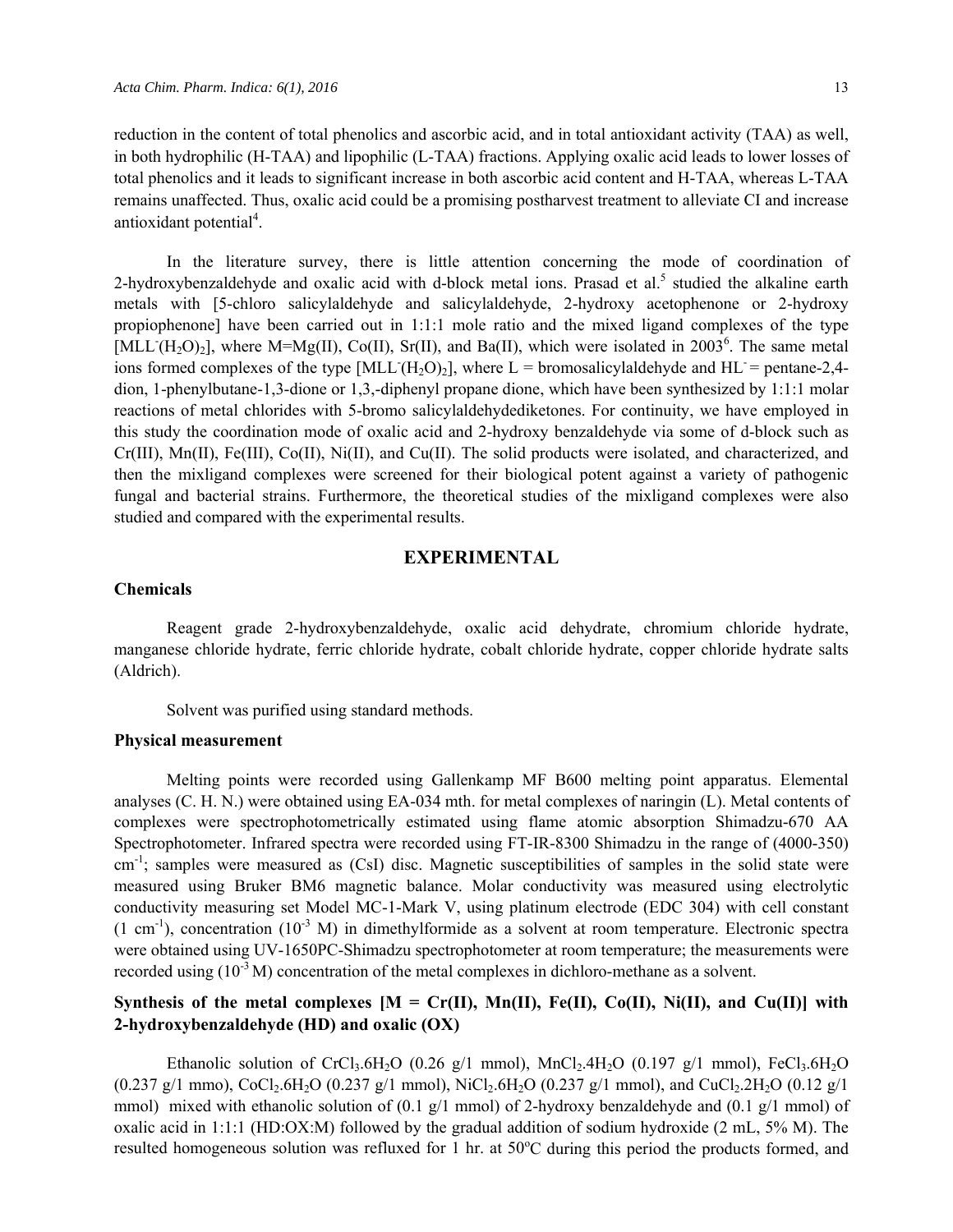reduction in the content of total phenolics and ascorbic acid, and in total antioxidant activity (TAA) as well, in both hydrophilic (H-TAA) and lipophilic (L-TAA) fractions. Applying oxalic acid leads to lower losses of total phenolics and it leads to significant increase in both ascorbic acid content and H-TAA, whereas L-TAA remains unaffected. Thus, oxalic acid could be a promising postharvest treatment to alleviate CI and increase antioxidant potential[4].

In the literature survey, there is little attention concerning the mode of coordination of 2-hydroxybenzaldehyde and oxalic acid with d-block metal ions. Prasad et al.[5] studied the alkaline earth metals with [5-chloro salicylaldehyde and salicylaldehyde, 2-hydroxy acetophenone or 2-hydroxy propiophenone] have been carried out in 1:1:1 mole ratio and the mixed ligand complexes of the type $[MLL^{-}(H_2O)_2]$, where M=Mg(II), Co(II), Sr(II), and Ba(II), which were isolated in 2003[6]. The same metal ions formed complexes of the type $[MLL^{-}(H_2O)_2]$, where L = bromosalicylaldehyde and $HL^{-}$ = pentane-2,4-dion, 1-phenylbutane-1,3-dione or 1,3,-diphenyl propane dione, which have been synthesized by 1:1:1 molar reactions of metal chlorides with 5-bromo salicylaldehydediketones. For continuity, we have employed in this study the coordination mode of oxalic acid and 2-hydroxy benzaldehyde via some of d-block such as Cr(III), Mn(II), Fe(III), Co(II), Ni(II), and Cu(II). The solid products were isolated, and characterized, and then the mixligand complexes were screened for their biological potent against a variety of pathogenic fungal and bacterial strains. Furthermore, the theoretical studies of the mixligand complexes were also studied and compared with the experimental results.

## EXPERIMENTAL

### Chemicals

Reagent grade 2-hydroxybenzaldehyde, oxalic acid dehydrate, chromium chloride hydrate, manganese chloride hydrate, ferric chloride hydrate, cobalt chloride hydrate, copper chloride hydrate salts (Aldrich).

Solvent was purified using standard methods.

### Physical measurement

Melting points were recorded using Gallenkamp MF B600 melting point apparatus. Elemental analyses (C. H. N.) were obtained using EA-034 mth. for metal complexes of naringin (L). Metal contents of complexes were spectrophotometrically estimated using flame atomic absorption Shimadzu-670 AA Spectrophotometer. Infrared spectra were recorded using FT-IR-8300 Shimadzu in the range of (4000-350) $cm^{-1}$; samples were measured as (CsI) disc. Magnetic susceptibilities of samples in the solid state were measured using Bruker BM6 magnetic balance. Molar conductivity was measured using electrolytic conductivity measuring set Model MC-1-Mark V, using platinum electrode (EDC 304) with cell constant ($1\ cm^{-1}$), concentration ($10^{-3}$ M) in dimethylformide as a solvent at room temperature. Electronic spectra were obtained using UV-1650PC-Shimadzu spectrophotometer at room temperature; the measurements were recorded using ($10^{-3}$ M) concentration of the metal complexes in dichloro-methane as a solvent.

### Synthesis of the metal complexes [M = Cr(II), Mn(II), Fe(II), Co(II), Ni(II), and Cu(II)] with 2-hydroxybenzaldehyde (HD) and oxalic (OX)

Ethanolic solution of $CrCl_3.6H_2O$ (0.26 g/1 mmol), $MnCl_2.4H_2O$ (0.197 g/1 mmol), $FeCl_3.6H_2O$ (0.237 g/1 mmo), $CoCl_2.6H_2O$ (0.237 g/1 mmol), $NiCl_2.6H_2O$ (0.237 g/1 mmol), and $CuCl_2.2H_2O$ (0.12 g/1 mmol) mixed with ethanolic solution of (0.1 g/1 mmol) of 2-hydroxy benzaldehyde and (0.1 g/1 mmol) of oxalic acid in 1:1:1 (HD:OX:M) followed by the gradual addition of sodium hydroxide (2 mL, 5% M). The resulted homogeneous solution was refluxed for 1 hr. at 50°C during this period the products formed, and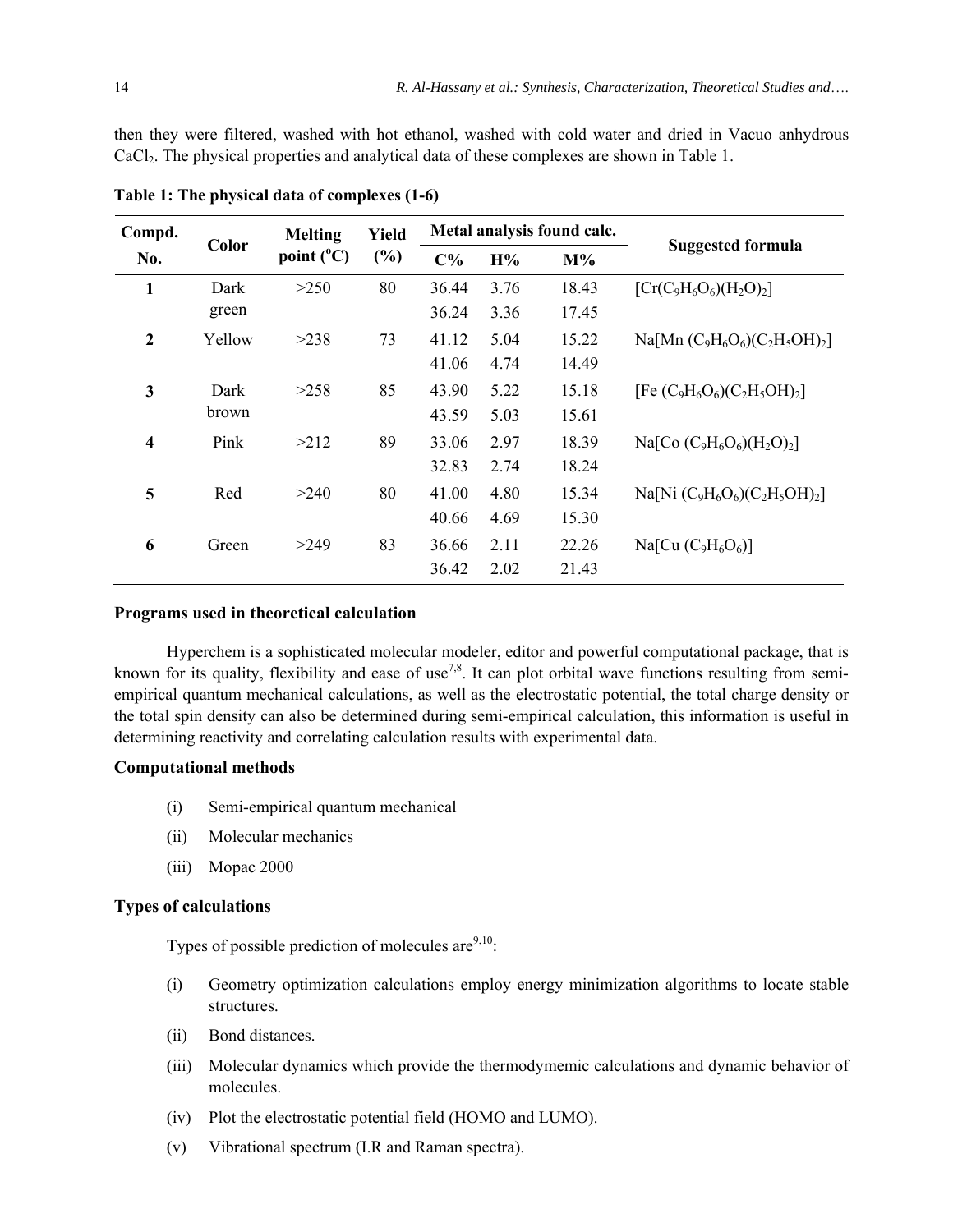then they were filtered, washed with hot ethanol, washed with cold water and dried in Vacuo anhydrous $CaCl_2$. The physical properties and analytical data of these complexes are shown in Table 1.

**Table 1: The physical data of complexes (1-6)**

| Compd. No. | Color | Melting point ($^oC$) | Yield (%) | Metal analysis found calc. | | | Suggested formula |
|---|---|---|---|---|---|---|---|
| | | | | C% | H% | M% | |
| **1** | Dark green | >250 | 80 | 36.44<br>36.24 | 3.76<br>3.36 | 18.43<br>17.45 | $[Cr(C_9H_6O_6)(H_2O)_2]$ |
| **2** | Yellow | >238 | 73 | 41.12<br>41.06 | 5.04<br>4.74 | 15.22<br>14.49 | $Na[Mn(C_9H_6O_6)(C_2H_5OH)_2]$ |
| **3** | Dark brown | >258 | 85 | 43.90<br>43.59 | 5.22<br>5.03 | 15.18<br>15.61 | $[Fe(C_9H_6O_6)(C_2H_5OH)_2]$ |
| **4** | Pink | >212 | 89 | 33.06<br>32.83 | 2.97<br>2.74 | 18.39<br>18.24 | $Na[Co(C_9H_6O_6)(H_2O)_2]$ |
| **5** | Red | >240 | 80 | 41.00<br>40.66 | 4.80<br>4.69 | 15.34<br>15.30 | $Na[Ni(C_9H_6O_6)(C_2H_5OH)_2]$ |
| **6** | Green | >249 | 83 | 36.66<br>36.42 | 2.11<br>2.02 | 22.26<br>21.43 | $Na[Cu(C_9H_6O_6)]$ |

### Programs used in theoretical calculation

Hyperchem is a sophisticated molecular modeler, editor and powerful computational package, that is known for its quality, flexibility and ease of use[7,8]. It can plot orbital wave functions resulting from semi-empirical quantum mechanical calculations, as well as the electrostatic potential, the total charge density or the total spin density can also be determined during semi-empirical calculation, this information is useful in determining reactivity and correlating calculation results with experimental data.

### Computational methods

(i) Semi-empirical quantum mechanical

(ii) Molecular mechanics

(iii) Mopac 2000

### Types of calculations

Types of possible prediction of molecules are[9,10]:

(i) Geometry optimization calculations employ energy minimization algorithms to locate stable structures.

(ii) Bond distances.

(iii) Molecular dynamics which provide the thermodymemic calculations and dynamic behavior of molecules.

(iv) Plot the electrostatic potential field (HOMO and LUMO).

(v) Vibrational spectrum (I.R and Raman spectra).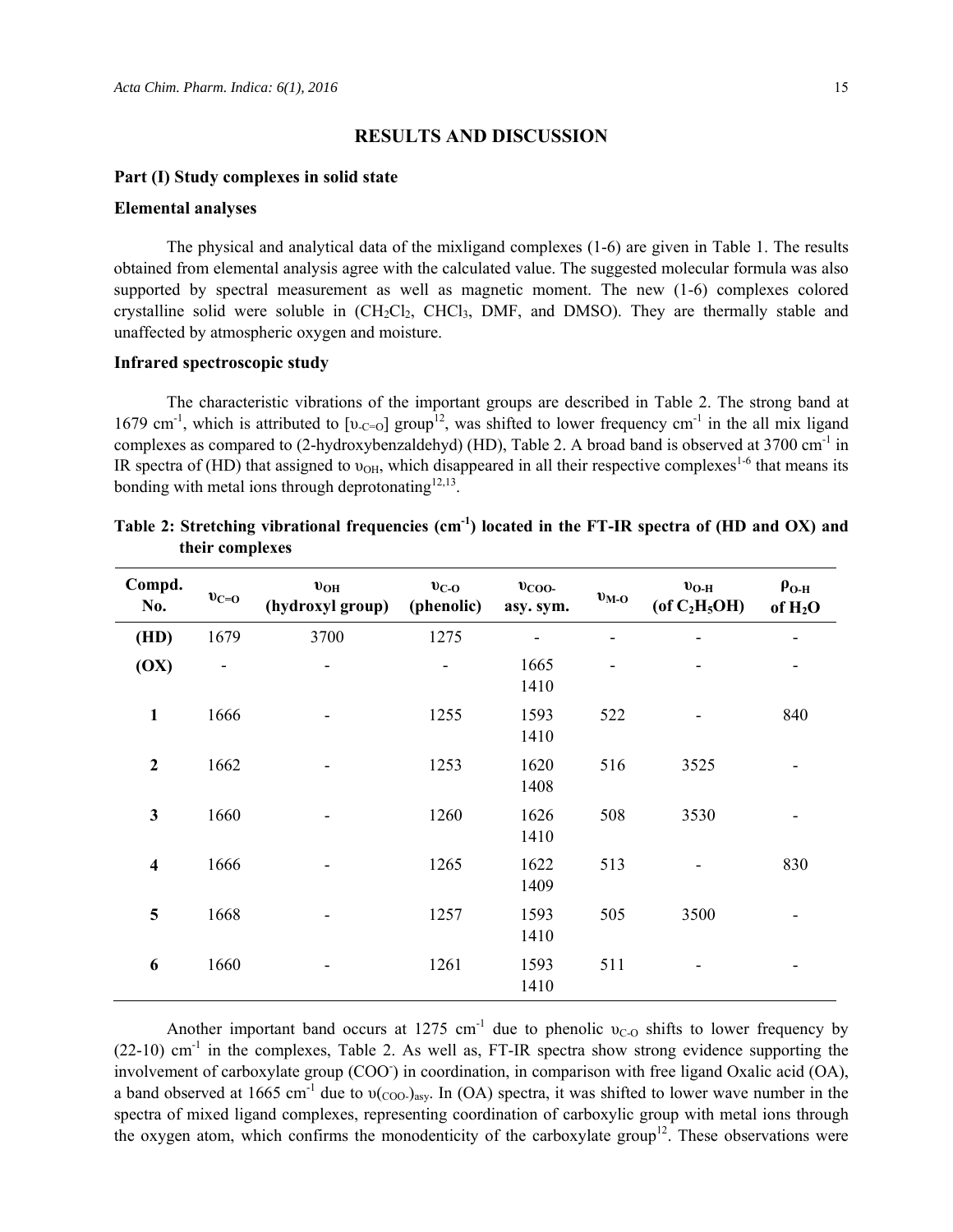## RESULTS AND DISCUSSION

### Part (I) Study complexes in solid state

### Elemental analyses

The physical and analytical data of the mixligand complexes (1-6) are given in Table 1. The results obtained from elemental analysis agree with the calculated value. The suggested molecular formula was also supported by spectral measurement as well as magnetic moment. The new (1-6) complexes colored crystalline solid were soluble in ($CH_2Cl_2$, $CHCl_3$, DMF, and DMSO). They are thermally stable and unaffected by atmospheric oxygen and moisture.

### Infrared spectroscopic study

The characteristic vibrations of the important groups are described in Table 2. The strong band at 1679 $cm^{-1}$, which is attributed to [$\upsilon_{-C=O}$] group[12], was shifted to lower frequency $cm^{-1}$ in the all mix ligand complexes as compared to (2-hydroxybenzaldehyd) (HD), Table 2. A broad band is observed at 3700 $cm^{-1}$ in IR spectra of (HD) that assigned to $\upsilon_{OH}$, which disappeared in all their respective complexes[1-6] that means its bonding with metal ions through deprotonating[12,13].

**Table 2: Stretching vibrational frequencies ($cm^{-1}$) located in the FT-IR spectra of (HD and OX) and their complexes**

| Compd. No. | $\upsilon_{C=O}$ | $\upsilon_{OH}$ (hydroxyl group) | $\upsilon_{C-O}$ (phenolic) | $\upsilon_{COO-}$ asy. sym. | $\upsilon_{M-O}$ | $\upsilon_{O-H}$ (of $C_2H_5OH$) | $\rho_{O-H}$ of $H_2O$ |
|---|---|---|---|---|---|---|---|
| **(HD)** | 1679 | 3700 | 1275 | - | - | - | - |
| **(OX)** | - | - | - | 1665 1410 | - | - | - |
| **1** | 1666 | - | 1255 | 1593 1410 | 522 | - | 840 |
| **2** | 1662 | - | 1253 | 1620 1408 | 516 | 3525 | - |
| **3** | 1660 | - | 1260 | 1626 1410 | 508 | 3530 | - |
| **4** | 1666 | - | 1265 | 1622 1409 | 513 | - | 830 |
| **5** | 1668 | - | 1257 | 1593 1410 | 505 | 3500 | - |
| **6** | 1660 | - | 1261 | 1593 1410 | 511 | - | - |

Another important band occurs at 1275 $cm^{-1}$ due to phenolic $\upsilon_{C-O}$ shifts to lower frequency by (22-10) $cm^{-1}$ in the complexes, Table 2. As well as, FT-IR spectra show strong evidence supporting the involvement of carboxylate group ($COO^-$) in coordination, in comparison with free ligand Oxalic acid (OA), a band observed at 1665 $cm^{-1}$ due to $\upsilon(_{COO-})_{asy}$. In (OA) spectra, it was shifted to lower wave number in the spectra of mixed ligand complexes, representing coordination of carboxylic group with metal ions through the oxygen atom, which confirms the monodenticity of the carboxylate group[12]. These observations were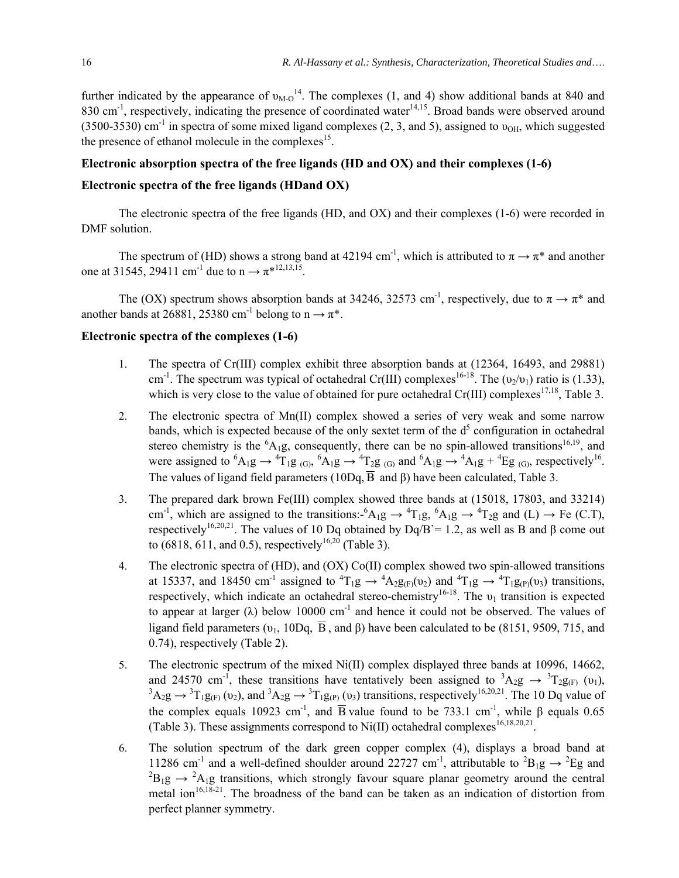further indicated by the appearance of $\upsilon_{M\text{-}O}$[14]. The complexes (1, and 4) show additional bands at 840 and 830 $cm^{-1}$, respectively, indicating the presence of coordinated water[14,15]. Broad bands were observed around (3500-3530) $cm^{-1}$ in spectra of some mixed ligand complexes (2, 3, and 5), assigned to $\upsilon_{OH}$, which suggested the presence of ethanol molecule in the complexes[15].

### Electronic absorption spectra of the free ligands (HD and OX) and their complexes (1-6)

### Electronic spectra of the free ligands (HDand OX)

The electronic spectra of the free ligands (HD, and OX) and their complexes (1-6) were recorded in DMF solution.

The spectrum of (HD) shows a strong band at 42194 $cm^{-1}$, which is attributed to $\pi \rightarrow \pi^*$ and another one at 31545, 29411 $cm^{-1}$ due to $n \rightarrow \pi^*$[12,13,15].

The (OX) spectrum shows absorption bands at 34246, 32573 $cm^{-1}$, respectively, due to $\pi \rightarrow \pi^*$ and another bands at 26881, 25380 $cm^{-1}$ belong to $n \rightarrow \pi^*$.

### Electronic spectra of the complexes (1-6)

1. The spectra of Cr(III) complex exhibit three absorption bands at (12364, 16493, and 29881) $cm^{-1}$. The spectrum was typical of octahedral Cr(III) complexes[16-18]. The ($\upsilon_2/\upsilon_1$) ratio is (1.33), which is very close to the value of obtained for pure octahedral Cr(III) complexes[17,18], Table 3.
2. The electronic spectra of Mn(II) complex showed a series of very weak and some narrow bands, which is expected because of the only sextet term of the $d^5$ configuration in octahedral stereo chemistry is the $^6A_1g$, consequently, there can be no spin-allowed transitions[16,19], and were assigned to $^6A_1g \rightarrow {}^4T_1g_{(G)}$, $^6A_1g \rightarrow {}^4T_2g_{(G)}$ and $^6A_1g \rightarrow {}^4A_1g + {}^4Eg_{(G)}$, respectively[16]. The values of ligand field parameters (10Dq, $\overline{B}$ and β) have been calculated, Table 3.
3. The prepared dark brown Fe(III) complex showed three bands at (15018, 17803, and 33214) $cm^{-1}$, which are assigned to the transitions:-$^6A_1g \rightarrow {}^4T_1g$, $^6A_1g \rightarrow {}^4T_2g$ and (L) → Fe (C.T), respectively[16,20,21]. The values of 10 Dq obtained by Dq/B`= 1.2, as well as B and β come out to (6818, 611, and 0.5), respectively[16,20] (Table 3).
4. The electronic spectra of (HD), and (OX) Co(II) complex showed two spin-allowed transitions at 15337, and 18450 $cm^{-1}$ assigned to $^4T_1g \rightarrow {}^4A_2g_{(F)}(\upsilon_2)$ and $^4T_1g \rightarrow {}^4T_1g_{(P)}(\upsilon_3)$ transitions, respectively, which indicate an octahedral stereo-chemistry[16-18]. The $\upsilon_1$ transition is expected to appear at larger (λ) below 10000 $cm^{-1}$ and hence it could not be observed. The values of ligand field parameters ($\upsilon_1$, 10Dq, $\overline{B}$, and β) have been calculated to be (8151, 9509, 715, and 0.74), respectively (Table 2).
5. The electronic spectrum of the mixed Ni(II) complex displayed three bands at 10996, 14662, and 24570 $cm^{-1}$, these transitions have tentatively been assigned to $^3A_2g \rightarrow {}^3T_2g_{(F)}$ ($\upsilon_1$), $^3A_2g \rightarrow {}^3T_1g_{(F)}$ ($\upsilon_2$), and $^3A_2g \rightarrow {}^3T_1g_{(P)}$ ($\upsilon_3$) transitions, respectively[16,20,21]. The 10 Dq value of the complex equals 10923 $cm^{-1}$, and $\overline{B}$ value found to be 733.1 $cm^{-1}$, while β equals 0.65 (Table 3). These assignments correspond to Ni(II) octahedral complexes[16,18,20,21].
6. The solution spectrum of the dark green copper complex (4), displays a broad band at 11286 $cm^{-1}$ and a well-defined shoulder around 22727 $cm^{-1}$, attributable to $^2B_1g \rightarrow {}^2Eg$ and $^2B_1g \rightarrow {}^2A_1g$ transitions, which strongly favour square planar geometry around the central metal ion[16,18-21]. The broadness of the band can be taken as an indication of distortion from perfect planner symmetry.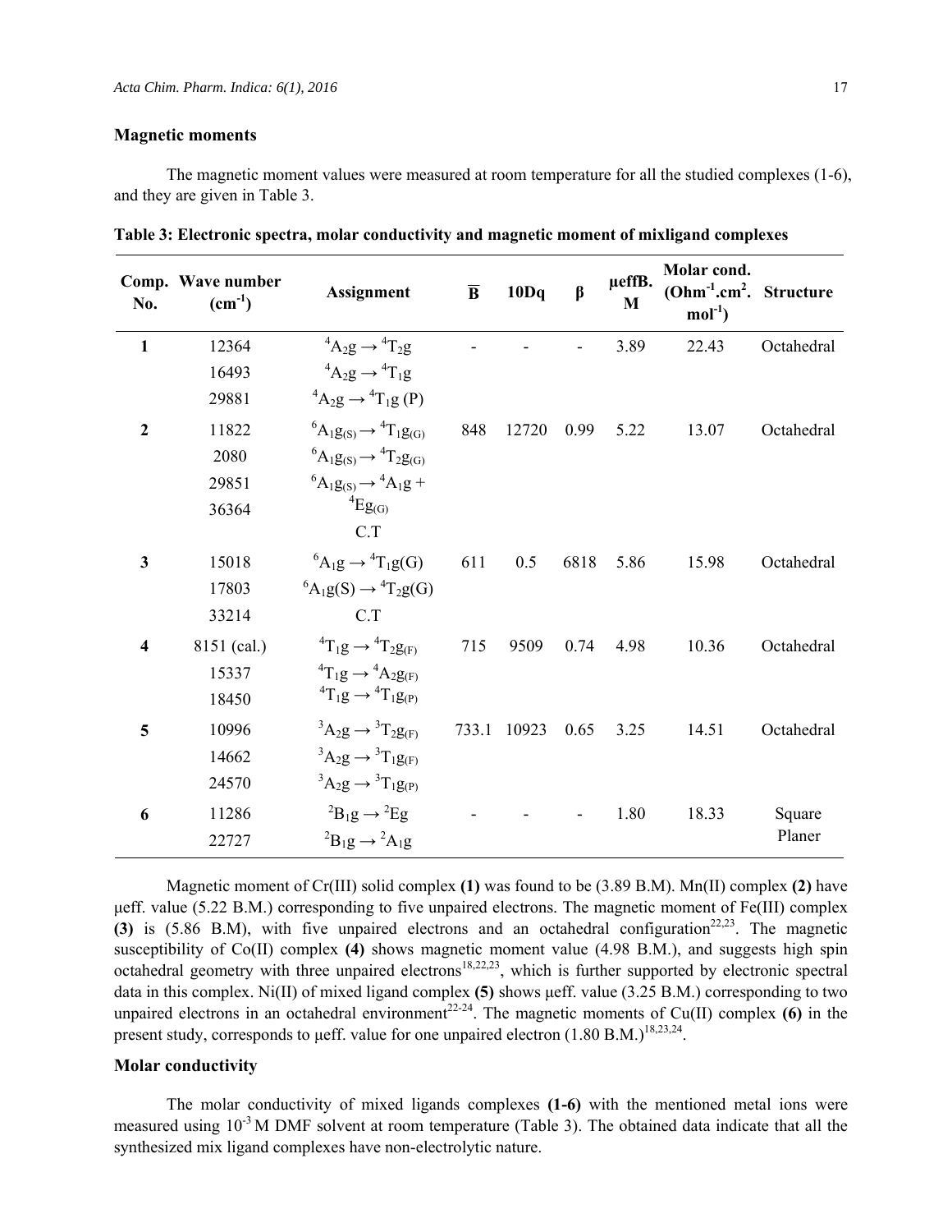### Magnetic moments

The magnetic moment values were measured at room temperature for all the studied complexes (1-6), and they are given in Table 3.

**Table 3: Electronic spectra, molar conductivity and magnetic moment of mixligand complexes**

| Comp. No. | Wave number ($cm^{-1}$) | Assignment | $\overline{B}$ | 10Dq | β | μeffB. M | Molar cond. ($Ohm^{-1}.cm^2.mol^{-1}$) | Structure |
|---|---|---|---|---|---|---|---|---|
| **1** | 12364<br>16493<br>29881 | $^4A_2g \rightarrow {}^4T_2g$<br>$^4A_2g \rightarrow {}^4T_1g$<br>$^4A_2g \rightarrow {}^4T_1g$ (P) | - | - | - | 3.89 | 22.43 | Octahedral |
| **2** | 11822<br>2080<br>29851<br>36364 | $^6A_1g_{(S)} \rightarrow {}^4T_1g_{(G)}$<br>$^6A_1g_{(S)} \rightarrow {}^4T_2g_{(G)}$<br>$^6A_1g_{(S)} \rightarrow {}^4A_1g + {}^4Eg_{(G)}$<br>C.T | 848 | 12720 | 0.99 | 5.22 | 13.07 | Octahedral |
| **3** | 15018<br>17803<br>33214 | $^6A_1g \rightarrow {}^4T_1g(G)$<br>$^6A_1g(S) \rightarrow {}^4T_2g(G)$<br>C.T | 611 | 0.5 | 6818 | 5.86 | 15.98 | Octahedral |
| **4** | 8151 (cal.)<br>15337<br>18450 | $^4T_1g \rightarrow {}^4T_2g_{(F)}$<br>$^4T_1g \rightarrow {}^4A_2g_{(F)}$<br>$^4T_1g \rightarrow {}^4T_1g_{(P)}$ | 715 | 9509 | 0.74 | 4.98 | 10.36 | Octahedral |
| **5** | 10996<br>14662<br>24570 | $^3A_2g \rightarrow {}^3T_2g_{(F)}$<br>$^3A_2g \rightarrow {}^3T_1g_{(F)}$<br>$^3A_2g \rightarrow {}^3T_1g_{(P)}$ | 733.1 | 10923 | 0.65 | 3.25 | 14.51 | Octahedral |
| **6** | 11286<br>22727 | $^2B_1g \rightarrow {}^2Eg$<br>$^2B_1g \rightarrow {}^2A_1g$ | - | - | - | 1.80 | 18.33 | Square Planer |

Magnetic moment of Cr(III) solid complex **(1)** was found to be (3.89 B.M). Mn(II) complex **(2)** have μeff. value (5.22 B.M.) corresponding to five unpaired electrons. The magnetic moment of Fe(III) complex **(3)** is (5.86 B.M), with five unpaired electrons and an octahedral configuration[22,23]. The magnetic susceptibility of Co(II) complex **(4)** shows magnetic moment value (4.98 B.M.), and suggests high spin octahedral geometry with three unpaired electrons[18,22,23], which is further supported by electronic spectral data in this complex. Ni(II) of mixed ligand complex **(5)** shows μeff. value (3.25 B.M.) corresponding to two unpaired electrons in an octahedral environment[22-24]. The magnetic moments of Cu(II) complex **(6)** in the present study, corresponds to μeff. value for one unpaired electron (1.80 B.M.)[18,23,24].

### Molar conductivity

The molar conductivity of mixed ligands complexes **(1-6)** with the mentioned metal ions were measured using $10^{-3}$ M DMF solvent at room temperature (Table 3). The obtained data indicate that all the synthesized mix ligand complexes have non-electrolytic nature.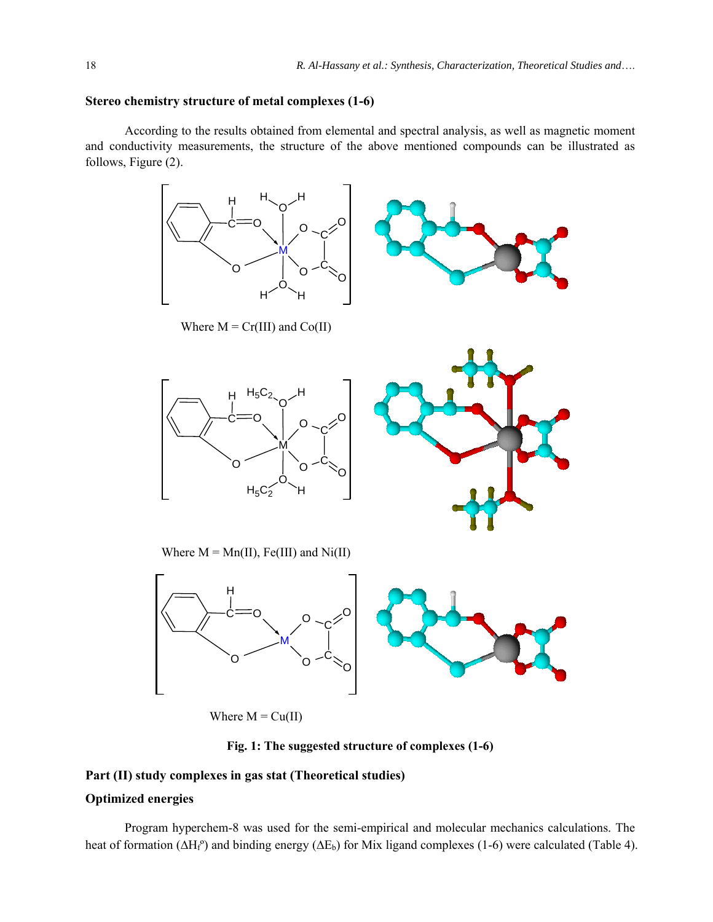### Stereo chemistry structure of metal complexes (1-6)

According to the results obtained from elemental and spectral analysis, as well as magnetic moment and conductivity measurements, the structure of the above mentioned compounds can be illustrated as follows, Figure (2).

Where M = Cr(III) and Co(II)

Where M = Mn(II), Fe(III) and Ni(II)

Where M = Cu(II)

**Fig. 1: The suggested structure of complexes (1-6)**

### Part (II) study complexes in gas stat (Theoretical studies)

### Optimized energies

Program hyperchem-8 was used for the semi-empirical and molecular mechanics calculations. The heat of formation ($\Delta H_f^o$) and binding energy ($\Delta E_b$) for Mix ligand complexes (1-6) were calculated (Table 4).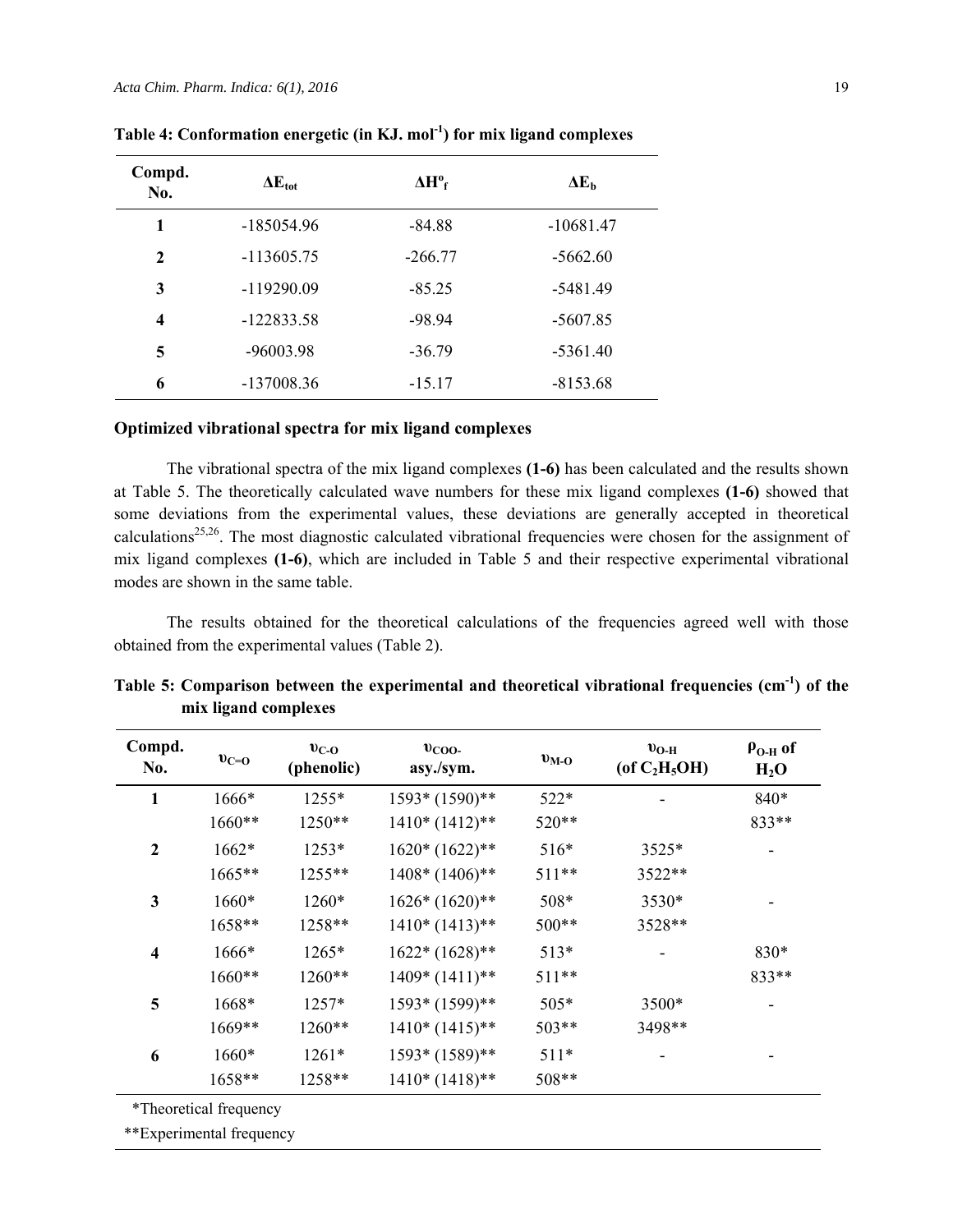**Table 4: Conformation energetic (in KJ. $mol^{-1}$) for mix ligand complexes**

| Compd. No. | $\Delta E_{tot}$ | $\Delta H^o_f$ | $\Delta E_b$ |
|---|---|---|---|
| **1** | -185054.96 | -84.88 | -10681.47 |
| **2** | -113605.75 | -266.77 | -5662.60 |
| **3** | -119290.09 | -85.25 | -5481.49 |
| **4** | -122833.58 | -98.94 | -5607.85 |
| **5** | -96003.98 | -36.79 | -5361.40 |
| **6** | -137008.36 | -15.17 | -8153.68 |

**Optimized vibrational spectra for mix ligand complexes**

The vibrational spectra of the mix ligand complexes **(1-6)** has been calculated and the results shown at Table 5. The theoretically calculated wave numbers for these mix ligand complexes **(1-6)** showed that some deviations from the experimental values, these deviations are generally accepted in theoretical calculations[25,26]. The most diagnostic calculated vibrational frequencies were chosen for the assignment of mix ligand complexes **(1-6)**, which are included in Table 5 and their respective experimental vibrational modes are shown in the same table.

The results obtained for the theoretical calculations of the frequencies agreed well with those obtained from the experimental values (Table 2).

**Table 5: Comparison between the experimental and theoretical vibrational frequencies ($cm^{-1}$) of the mix ligand complexes**

| Compd. No. | $\upsilon_{C=O}$ | $\upsilon_{C-O}$ (phenolic) | $\upsilon_{COO-}$ asy./sym. | $\upsilon_{M-O}$ | $\upsilon_{O-H}$ (of $C_2H_5OH$) | $\rho_{O-H}$ of $H_2O$ |
|---|---|---|---|---|---|---|
| **1** | 1666* | 1255* | 1593* (1590)** | 522* | - | 840* |
| | 1660** | 1250** | 1410* (1412)** | 520** | | 833** |
| **2** | 1662* | 1253* | 1620* (1622)** | 516* | 3525* | - |
| | 1665** | 1255** | 1408* (1406)** | 511** | 3522** | |
| **3** | 1660* | 1260* | 1626* (1620)** | 508* | 3530* | - |
| | 1658** | 1258** | 1410* (1413)** | 500** | 3528** | |
| **4** | 1666* | 1265* | 1622* (1628)** | 513* | - | 830* |
| | 1660** | 1260** | 1409* (1411)** | 511** | | 833** |
| **5** | 1668* | 1257* | 1593* (1599)** | 505* | 3500* | - |
| | 1669** | 1260** | 1410* (1415)** | 503** | 3498** | |
| **6** | 1660* | 1261* | 1593* (1589)** | 511* | - | - |
| | 1658** | 1258** | 1410* (1418)** | 508** | | |

*Theoretical frequency

**Experimental frequency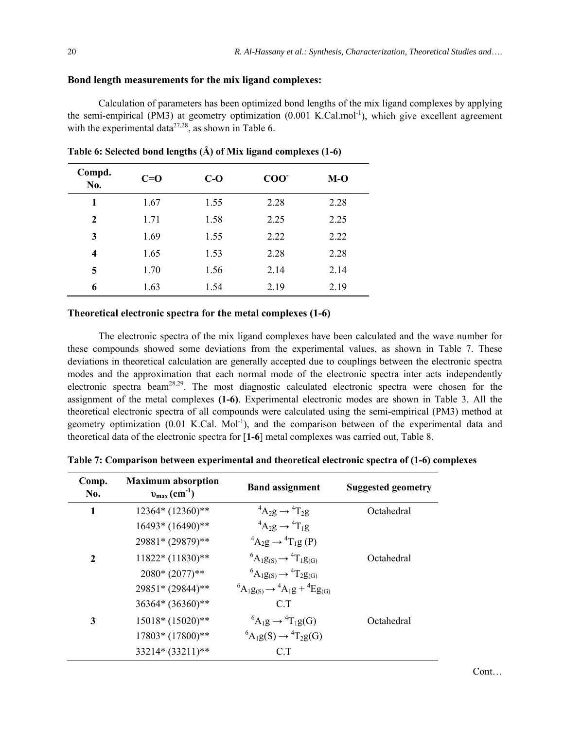### Bond length measurements for the mix ligand complexes:

Calculation of parameters has been optimized bond lengths of the mix ligand complexes by applying the semi-empirical (PM3) at geometry optimization (0.001 K.Cal.mol$^{-1}$), which give excellent agreement with the experimental data[27,28], as shown in Table 6.

**Table 6: Selected bond lengths (Å) of Mix ligand complexes (1-6)**

| Compd. No. | C=O | C-O | $COO^-$ | M-O |
|---|---|---|---|---|
| **1** | 1.67 | 1.55 | 2.28 | 2.28 |
| **2** | 1.71 | 1.58 | 2.25 | 2.25 |
| **3** | 1.69 | 1.55 | 2.22 | 2.22 |
| **4** | 1.65 | 1.53 | 2.28 | 2.28 |
| **5** | 1.70 | 1.56 | 2.14 | 2.14 |
| **6** | 1.63 | 1.54 | 2.19 | 2.19 |

### Theoretical electronic spectra for the metal complexes (1-6)

The electronic spectra of the mix ligand complexes have been calculated and the wave number for these compounds showed some deviations from the experimental values, as shown in Table 7. These deviations in theoretical calculation are generally accepted due to couplings between the electronic spectra modes and the approximation that each normal mode of the electronic spectra inter acts independently electronic spectra beam[28,29]. The most diagnostic calculated electronic spectra were chosen for the assignment of the metal complexes **(1-6)**. Experimental electronic modes are shown in Table 3. All the theoretical electronic spectra of all compounds were calculated using the semi-empirical (PM3) method at geometry optimization (0.01 K.Cal. Mol$^{-1}$), and the comparison between of the experimental data and theoretical data of the electronic spectra for [**1-6**] metal complexes was carried out, Table 8.

**Table 7: Comparison between experimental and theoretical electronic spectra of (1-6) complexes**

| Comp. No. | Maximum absorption $\upsilon_{max}$ (cm$^{-1}$) | Band assignment | Suggested geometry |
|---|---|---|---|
| **1** | 12364* (12360)** | $^4A_2g \rightarrow {}^4T_2g$ | Octahedral |
| | 16493* (16490)** | $^4A_2g \rightarrow {}^4T_1g$ | |
| | 29881* (29879)** | $^4A_2g \rightarrow {}^4T_1g$ (P) | |
| **2** | 11822* (11830)** | $^6A_1g_{(S)} \rightarrow {}^4T_1g_{(G)}$ | Octahedral |
| | 2080* (2077)** | $^6A_1g_{(S)} \rightarrow {}^4T_2g_{(G)}$ | |
| | 29851* (29844)** | $^6A_1g_{(S)} \rightarrow {}^4A_1g + {}^4Eg_{(G)}$ | |
| | 36364* (36360)** | C.T | |
| **3** | 15018* (15020)** | $^6A_1g \rightarrow {}^4T_1g(G)$ | Octahedral |
| | 17803* (17800)** | $^6A_1g(S) \rightarrow {}^4T_2g(G)$ | |
| | 33214* (33211)** | C.T | |

Cont…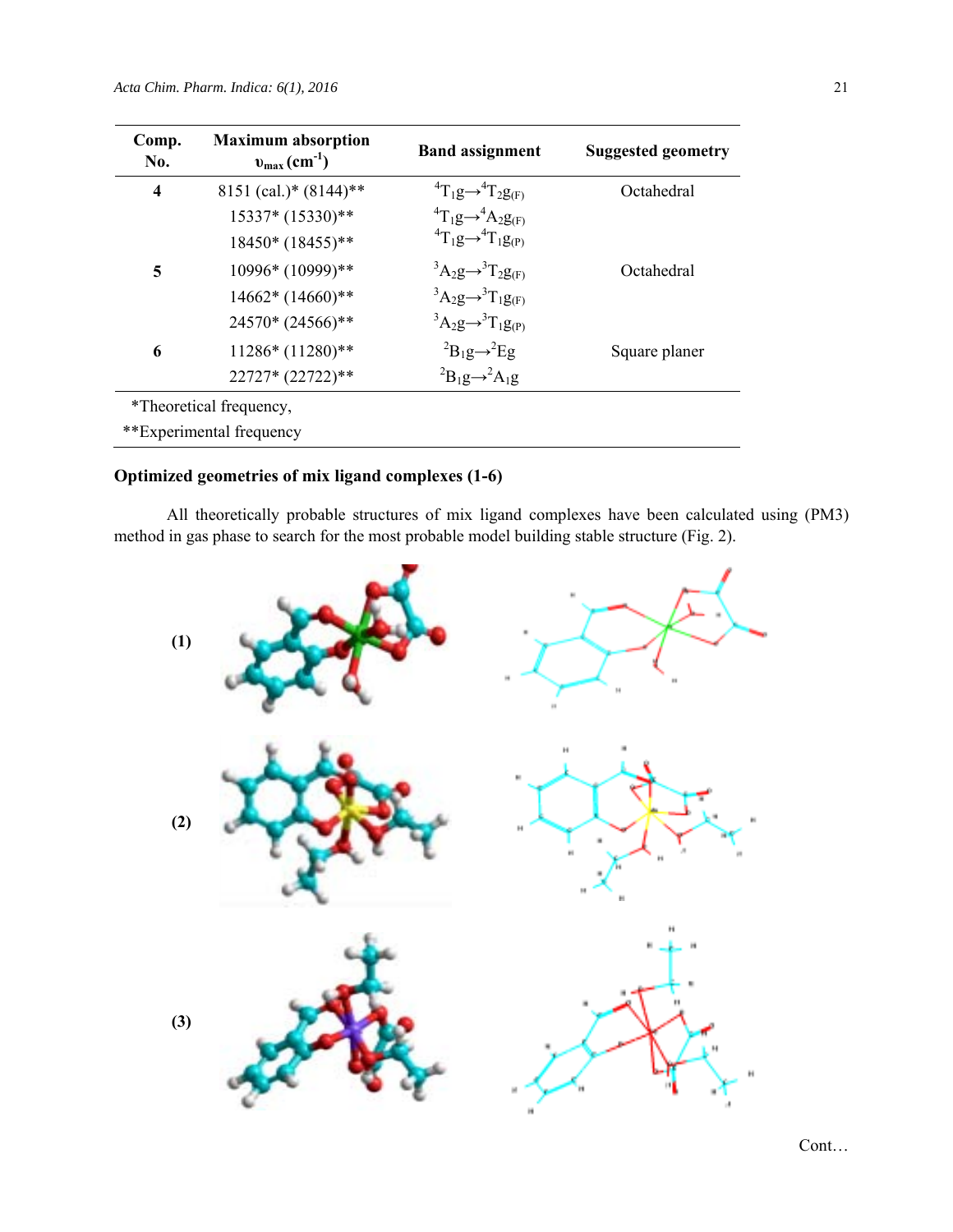| Comp. No. | Maximum absorption $\upsilon_{max}$ ($cm^{-1}$) | Band assignment | Suggested geometry |
|---|---|---|---|
| **4** | 8151 (cal.)* (8144)** | $^4T_1g \rightarrow ^4T_2g_{(F)}$ | Octahedral |
| | 15337* (15330)** | $^4T_1g \rightarrow ^4A_2g_{(F)}$ | |
| | 18450* (18455)** | $^4T_1g \rightarrow ^4T_1g_{(P)}$ | |
| **5** | 10996* (10999)** | $^3A_2g \rightarrow ^3T_2g_{(F)}$ | Octahedral |
| | 14662* (14660)** | $^3A_2g \rightarrow ^3T_1g_{(F)}$ | |
| | 24570* (24566)** | $^3A_2g \rightarrow ^3T_1g_{(P)}$ | |
| **6** | 11286* (11280)** | $^2B_1g \rightarrow ^2Eg$ | Square planer |
| | 22727* (22722)** | $^2B_1g \rightarrow ^2A_1g$ | |

*Theoretical frequency,

**Experimental frequency

### Optimized geometries of mix ligand complexes (1-6)

All theoretically probable structures of mix ligand complexes have been calculated using (PM3) method in gas phase to search for the most probable model building stable structure (Fig. 2).

**(1)**

**(2)**

**(3)**

Cont…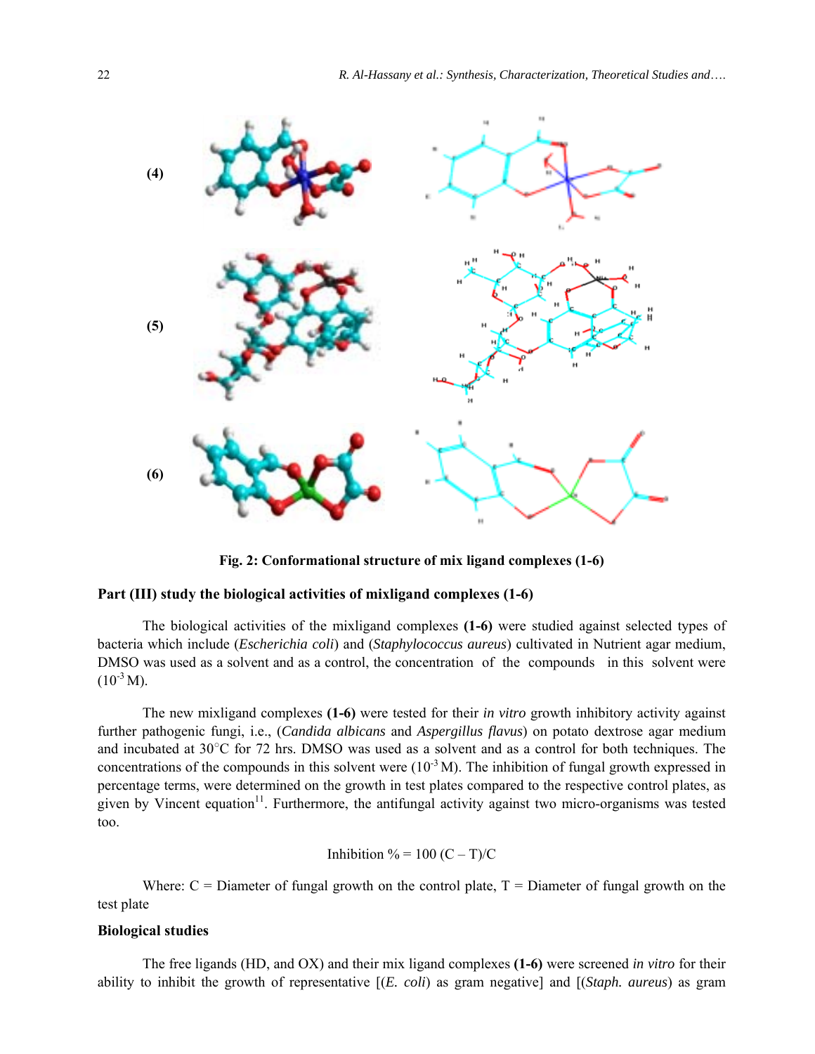(4)

(5)

(6)

**Fig. 2: Conformational structure of mix ligand complexes (1-6)**

**Part (III) study the biological activities of mixligand complexes (1-6)**

The biological activities of the mixligand complexes **(1-6)** were studied against selected types of bacteria which include (*Escherichia coli*) and (*Staphylococcus aureus*) cultivated in Nutrient agar medium, DMSO was used as a solvent and as a control, the concentration of the compounds in this solvent were ($10^{-3}$ M).

The new mixligand complexes **(1-6)** were tested for their *in vitro* growth inhibitory activity against further pathogenic fungi, i.e., (*Candida albicans* and *Aspergillus flavus*) on potato dextrose agar medium and incubated at 30°C for 72 hrs. DMSO was used as a solvent and as a control for both techniques. The concentrations of the compounds in this solvent were ($10^{-3}$ M). The inhibition of fungal growth expressed in percentage terms, were determined on the growth in test plates compared to the respective control plates, as given by Vincent equation[11]. Furthermore, the antifungal activity against two micro-organisms was tested too.

$$\text{Inhibition \%} = 100\,(C - T)/C$$

Where: C = Diameter of fungal growth on the control plate, T = Diameter of fungal growth on the test plate

**Biological studies**

The free ligands (HD, and OX) and their mix ligand complexes **(1-6)** were screened *in vitro* for their ability to inhibit the growth of representative [(*E. coli*) as gram negative] and [(*Staph. aureus*) as gram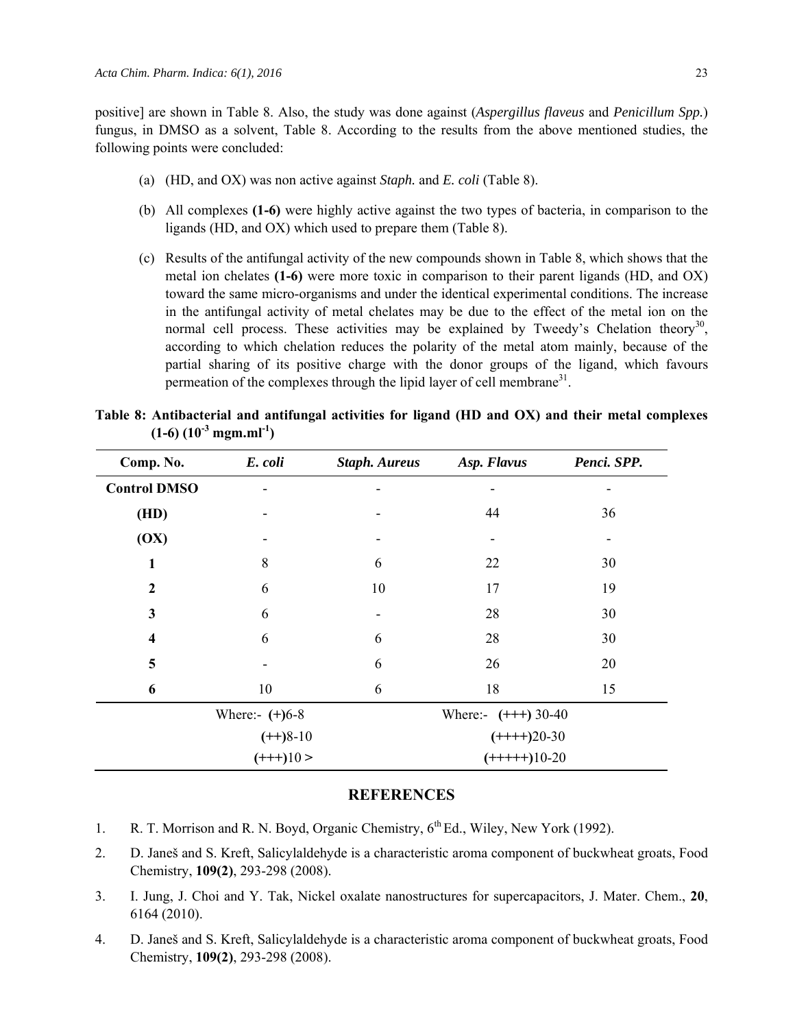positive] are shown in Table 8. Also, the study was done against (*Aspergillus flaveus* and *Penicillum Spp.*) fungus, in DMSO as a solvent, Table 8. According to the results from the above mentioned studies, the following points were concluded:

(a) (HD, and OX) was non active against *Staph.* and *E. coli* (Table 8).

(b) All complexes **(1-6)** were highly active against the two types of bacteria, in comparison to the ligands (HD, and OX) which used to prepare them (Table 8).

(c) Results of the antifungal activity of the new compounds shown in Table 8, which shows that the metal ion chelates **(1-6)** were more toxic in comparison to their parent ligands (HD, and OX) toward the same micro-organisms and under the identical experimental conditions. The increase in the antifungal activity of metal chelates may be due to the effect of the metal ion on the normal cell process. These activities may be explained by Tweedy's Chelation theory[30], according to which chelation reduces the polarity of the metal atom mainly, because of the partial sharing of its positive charge with the donor groups of the ligand, which favours permeation of the complexes through the lipid layer of cell membrane[31].

**Table 8: Antibacterial and antifungal activities for ligand (HD and OX) and their metal complexes (1-6) ($10^{-3}$ mgm.ml$^{-1}$)**

| Comp. No. | *E. coli* | *Staph. Aureus* | *Asp. Flavus* | *Penci. SPP.* |
|---|---|---|---|---|
| **Control DMSO** | - | - | - | - |
| **(HD)** | - | - | 44 | 36 |
| **(OX)** | - | - | - | - |
| **1** | 8 | 6 | 22 | 30 |
| **2** | 6 | 10 | 17 | 19 |
| **3** | 6 | - | 28 | 30 |
| **4** | 6 | 6 | 28 | 30 |
| **5** | - | 6 | 26 | 20 |
| **6** | 10 | 6 | 18 | 15 |

Where:- **(+)**6-8; **(++)**8-10; **(+++)**10 >

Where:- **(+++)** 30-40; **(++++)**20-30; **(+++++)**10-20

## REFERENCES

1. R. T. Morrison and R. N. Boyd, Organic Chemistry, 6th Ed., Wiley, New York (1992).
2. D. Janeš and S. Kreft, Salicylaldehyde is a characteristic aroma component of buckwheat groats, Food Chemistry, **109(2)**, 293-298 (2008).
3. I. Jung, J. Choi and Y. Tak, Nickel oxalate nanostructures for supercapacitors, J. Mater. Chem., **20**, 6164 (2010).
4. D. Janeš and S. Kreft, Salicylaldehyde is a characteristic aroma component of buckwheat groats, Food Chemistry, **109(2)**, 293-298 (2008).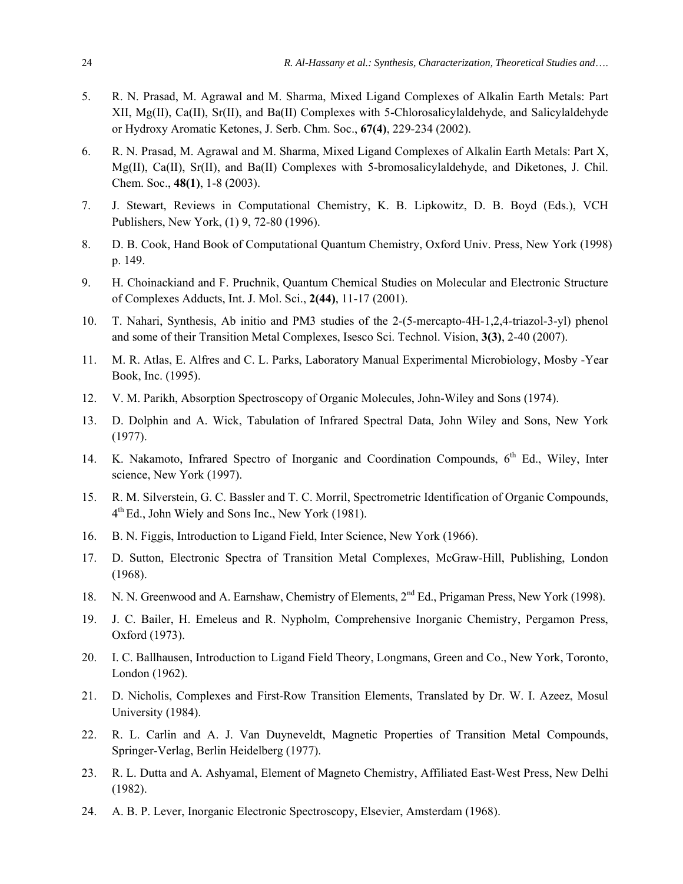5. R. N. Prasad, M. Agrawal and M. Sharma, Mixed Ligand Complexes of Alkalin Earth Metals: Part XII, Mg(II), Ca(II), Sr(II), and Ba(II) Complexes with 5-Chlorosalicylaldehyde, and Salicylaldehyde or Hydroxy Aromatic Ketones, J. Serb. Chm. Soc., **67(4)**, 229-234 (2002).

6. R. N. Prasad, M. Agrawal and M. Sharma, Mixed Ligand Complexes of Alkalin Earth Metals: Part X, Mg(II), Ca(II), Sr(II), and Ba(II) Complexes with 5-bromosalicylaldehyde, and Diketones, J. Chil. Chem. Soc., **48(1)**, 1-8 (2003).

7. J. Stewart, Reviews in Computational Chemistry, K. B. Lipkowitz, D. B. Boyd (Eds.), VCH Publishers, New York, (1) 9, 72-80 (1996).

8. D. B. Cook, Hand Book of Computational Quantum Chemistry, Oxford Univ. Press, New York (1998) p. 149.

9. H. Choinackiand and F. Pruchnik, Quantum Chemical Studies on Molecular and Electronic Structure of Complexes Adducts, Int. J. Mol. Sci., **2(44)**, 11-17 (2001).

10. T. Nahari, Synthesis, Ab initio and PM3 studies of the 2-(5-mercapto-4H-1,2,4-triazol-3-yl) phenol and some of their Transition Metal Complexes, Isesco Sci. Technol. Vision, **3(3)**, 2-40 (2007).

11. M. R. Atlas, E. Alfres and C. L. Parks, Laboratory Manual Experimental Microbiology, Mosby -Year Book, Inc. (1995).

12. V. M. Parikh, Absorption Spectroscopy of Organic Molecules, John-Wiley and Sons (1974).

13. D. Dolphin and A. Wick, Tabulation of Infrared Spectral Data, John Wiley and Sons, New York (1977).

14. K. Nakamoto, Infrared Spectro of Inorganic and Coordination Compounds, 6th Ed., Wiley, Inter science, New York (1997).

15. R. M. Silverstein, G. C. Bassler and T. C. Morril, Spectrometric Identification of Organic Compounds, 4th Ed., John Wiely and Sons Inc., New York (1981).

16. B. N. Figgis, Introduction to Ligand Field, Inter Science, New York (1966).

17. D. Sutton, Electronic Spectra of Transition Metal Complexes, McGraw-Hill, Publishing, London (1968).

18. N. N. Greenwood and A. Earnshaw, Chemistry of Elements, 2nd Ed., Prigaman Press, New York (1998).

19. J. C. Bailer, H. Emeleus and R. Nypholm, Comprehensive Inorganic Chemistry, Pergamon Press, Oxford (1973).

20. I. C. Ballhausen, Introduction to Ligand Field Theory, Longmans, Green and Co., New York, Toronto, London (1962).

21. D. Nicholis, Complexes and First-Row Transition Elements, Translated by Dr. W. I. Azeez, Mosul University (1984).

22. R. L. Carlin and A. J. Van Duyneveldt, Magnetic Properties of Transition Metal Compounds, Springer-Verlag, Berlin Heidelberg (1977).

23. R. L. Dutta and A. Ashyamal, Element of Magneto Chemistry, Affiliated East-West Press, New Delhi (1982).

24. A. B. P. Lever, Inorganic Electronic Spectroscopy, Elsevier, Amsterdam (1968).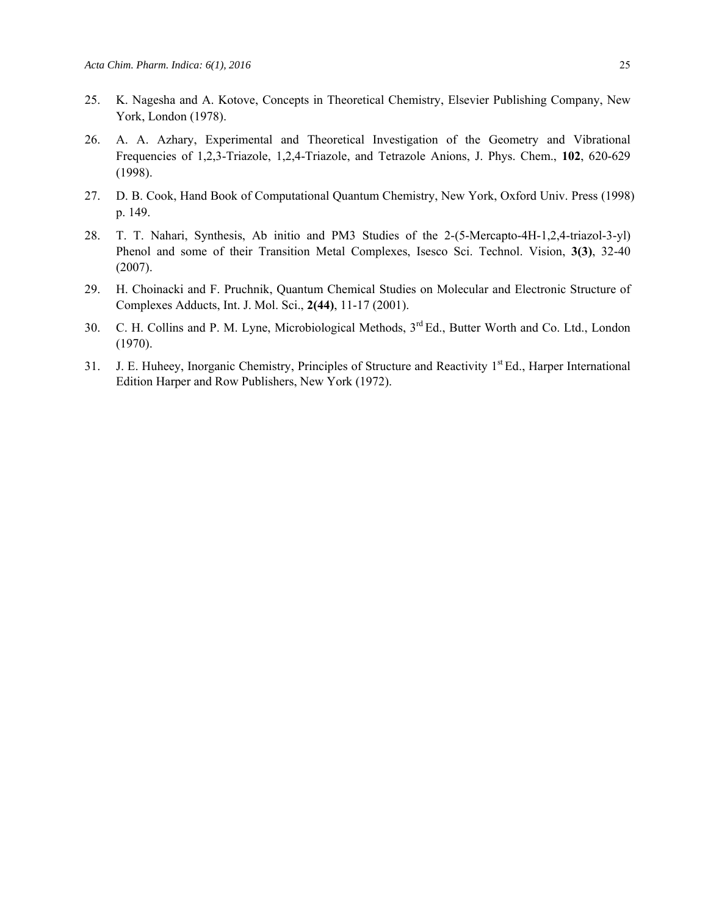25. K. Nagesha and A. Kotove, Concepts in Theoretical Chemistry, Elsevier Publishing Company, New York, London (1978).

26. A. A. Azhary, Experimental and Theoretical Investigation of the Geometry and Vibrational Frequencies of 1,2,3-Triazole, 1,2,4-Triazole, and Tetrazole Anions, J. Phys. Chem., **102**, 620-629 (1998).

27. D. B. Cook, Hand Book of Computational Quantum Chemistry, New York, Oxford Univ. Press (1998) p. 149.

28. T. T. Nahari, Synthesis, Ab initio and PM3 Studies of the 2-(5-Mercapto-4H-1,2,4-triazol-3-yl) Phenol and some of their Transition Metal Complexes, Isesco Sci. Technol. Vision, **3(3)**, 32-40 (2007).

29. H. Choinacki and F. Pruchnik, Quantum Chemical Studies on Molecular and Electronic Structure of Complexes Adducts, Int. J. Mol. Sci., **2(44)**, 11-17 (2001).

30. C. H. Collins and P. M. Lyne, Microbiological Methods, 3rd Ed., Butter Worth and Co. Ltd., London (1970).

31. J. E. Huheey, Inorganic Chemistry, Principles of Structure and Reactivity 1st Ed., Harper International Edition Harper and Row Publishers, New York (1972).